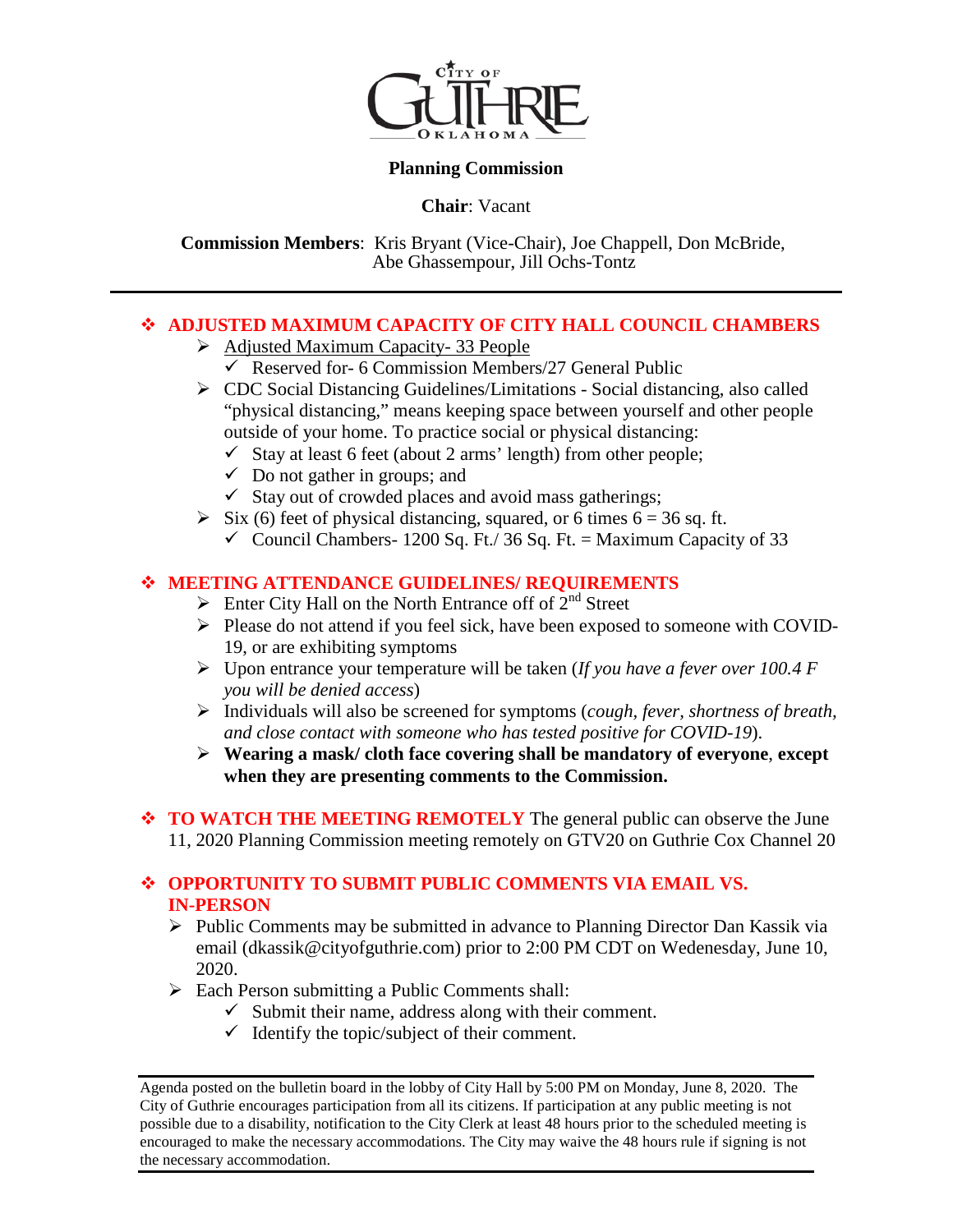CITY OF GUTHRIE OKLAHOMA

**Planning Commission**

**Chair**: Vacant

**Commission Members**: Kris Bryant (Vice-Chair), Joe Chappell, Don McBride, Abe Ghassempour, Jill Ochs-Tontz

---

## ❖ ADJUSTED MAXIMUM CAPACITY OF CITY HALL COUNCIL CHAMBERS

- Adjusted Maximum Capacity- 33 People
  - ✓ Reserved for- 6 Commission Members/27 General Public
- CDC Social Distancing Guidelines/Limitations - Social distancing, also called "physical distancing," means keeping space between yourself and other people outside of your home. To practice social or physical distancing:
  - ✓ Stay at least 6 feet (about 2 arms' length) from other people;
  - ✓ Do not gather in groups; and
  - ✓ Stay out of crowded places and avoid mass gatherings;
- Six (6) feet of physical distancing, squared, or 6 times 6 = 36 sq. ft.
  - ✓ Council Chambers- 1200 Sq. Ft./ 36 Sq. Ft. = Maximum Capacity of 33

## ❖ MEETING ATTENDANCE GUIDELINES/ REQUIREMENTS

- Enter City Hall on the North Entrance off of 2nd Street
- Please do not attend if you feel sick, have been exposed to someone with COVID-19, or are exhibiting symptoms
- Upon entrance your temperature will be taken (*If you have a fever over 100.4 F you will be denied access*)
- Individuals will also be screened for symptoms (*cough, fever, shortness of breath, and close contact with someone who has tested positive for COVID-19*).
- **Wearing a mask/ cloth face covering shall be mandatory of everyone**, **except when they are presenting comments to the Commission.**

## ❖ TO WATCH THE MEETING REMOTELY

The general public can observe the June 11, 2020 Planning Commission meeting remotely on GTV20 on Guthrie Cox Channel 20

## ❖ OPPORTUNITY TO SUBMIT PUBLIC COMMENTS VIA EMAIL VS. IN-PERSON

- Public Comments may be submitted in advance to Planning Director Dan Kassik via email (dkassik@cityofguthrie.com) prior to 2:00 PM CDT on Wedenesday, June 10, 2020.
- Each Person submitting a Public Comments shall:
  - ✓ Submit their name, address along with their comment.
  - ✓ Identify the topic/subject of their comment.

---

Agenda posted on the bulletin board in the lobby of City Hall by 5:00 PM on Monday, June 8, 2020. The City of Guthrie encourages participation from all its citizens. If participation at any public meeting is not possible due to a disability, notification to the City Clerk at least 48 hours prior to the scheduled meeting is encouraged to make the necessary accommodations. The City may waive the 48 hours rule if signing is not the necessary accommodation.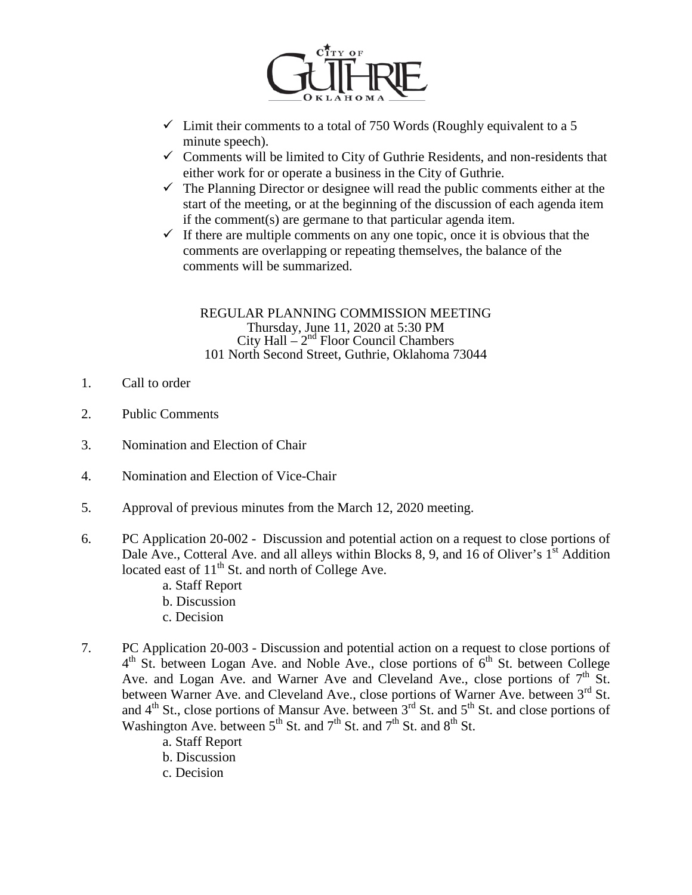- ✓ Limit their comments to a total of 750 Words (Roughly equivalent to a 5 minute speech).
- ✓ Comments will be limited to City of Guthrie Residents, and non-residents that either work for or operate a business in the City of Guthrie.
- ✓ The Planning Director or designee will read the public comments either at the start of the meeting, or at the beginning of the discussion of each agenda item if the comment(s) are germane to that particular agenda item.
- ✓ If there are multiple comments on any one topic, once it is obvious that the comments are overlapping or repeating themselves, the balance of the comments will be summarized.

REGULAR PLANNING COMMISSION MEETING
Thursday, June 11, 2020 at 5:30 PM
City Hall – 2nd Floor Council Chambers
101 North Second Street, Guthrie, Oklahoma 73044

1. Call to order

2. Public Comments

3. Nomination and Election of Chair

4. Nomination and Election of Vice-Chair

5. Approval of previous minutes from the March 12, 2020 meeting.

6. PC Application 20-002 - Discussion and potential action on a request to close portions of Dale Ave., Cotteral Ave. and all alleys within Blocks 8, 9, and 16 of Oliver's 1st Addition located east of 11th St. and north of College Ave.
   a. Staff Report
   b. Discussion
   c. Decision

7. PC Application 20-003 - Discussion and potential action on a request to close portions of 4th St. between Logan Ave. and Noble Ave., close portions of 6th St. between College Ave. and Logan Ave. and Warner Ave and Cleveland Ave., close portions of 7th St. between Warner Ave. and Cleveland Ave., close portions of Warner Ave. between 3rd St. and 4th St., close portions of Mansur Ave. between 3rd St. and 5th St. and close portions of Washington Ave. between 5th St. and 7th St. and 7th St. and 8th St.
   a. Staff Report
   b. Discussion
   c. Decision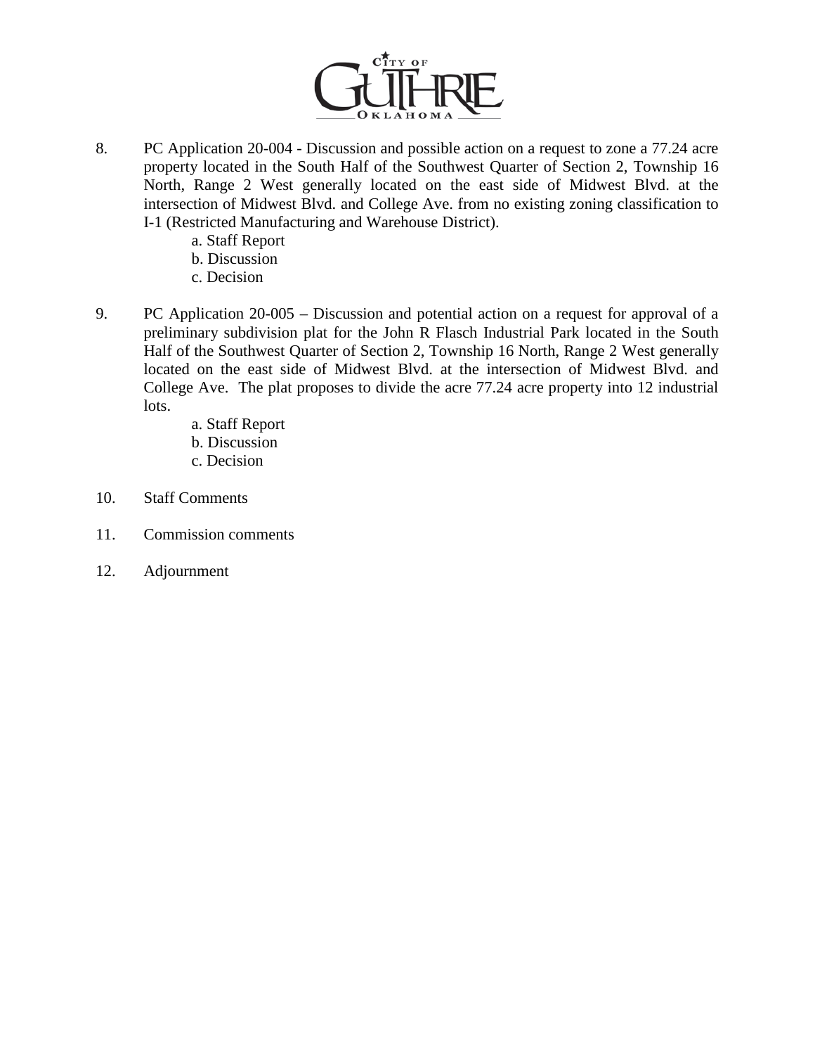8. PC Application 20-004 - Discussion and possible action on a request to zone a 77.24 acre property located in the South Half of the Southwest Quarter of Section 2, Township 16 North, Range 2 West generally located on the east side of Midwest Blvd. at the intersection of Midwest Blvd. and College Ave. from no existing zoning classification to I-1 (Restricted Manufacturing and Warehouse District).
   a. Staff Report
   b. Discussion
   c. Decision

9. PC Application 20-005 – Discussion and potential action on a request for approval of a preliminary subdivision plat for the John R Flasch Industrial Park located in the South Half of the Southwest Quarter of Section 2, Township 16 North, Range 2 West generally located on the east side of Midwest Blvd. at the intersection of Midwest Blvd. and College Ave. The plat proposes to divide the acre 77.24 acre property into 12 industrial lots.
   a. Staff Report
   b. Discussion
   c. Decision

10. Staff Comments

11. Commission comments

12. Adjournment